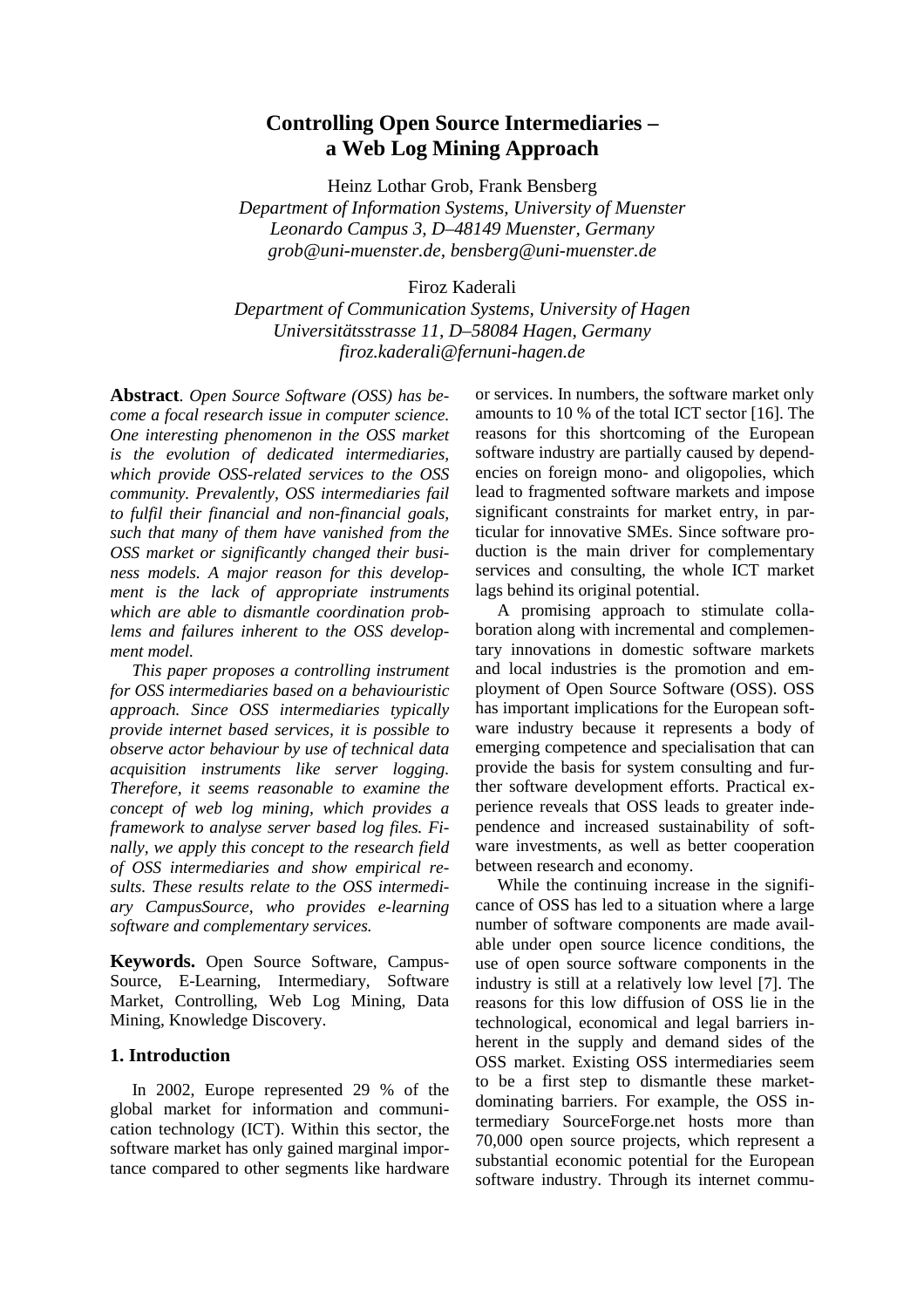# Controlling Open Source Intermediaries – a Web Log Mining Approach

Heinz Lothar Grob, Frank Bensberg
*Department of Information Systems, University of Muenster*
*Leonardo Campus 3, D–48149 Muenster, Germany*
*grob@uni-muenster.de, bensberg@uni-muenster.de*

Firoz Kaderali
*Department of Communication Systems, University of Hagen*
*Universitätsstrasse 11, D–58084 Hagen, Germany*
*firoz.kaderali@fernuni-hagen.de*

**Abstract**. *Open Source Software (OSS) has become a focal research issue in computer science. One interesting phenomenon in the OSS market is the evolution of dedicated intermediaries, which provide OSS-related services to the OSS community. Prevalently, OSS intermediaries fail to fulfil their financial and non-financial goals, such that many of them have vanished from the OSS market or significantly changed their business models. A major reason for this development is the lack of appropriate instruments which are able to dismantle coordination problems and failures inherent to the OSS development model.*

*This paper proposes a controlling instrument for OSS intermediaries based on a behaviouristic approach. Since OSS intermediaries typically provide internet based services, it is possible to observe actor behaviour by use of technical data acquisition instruments like server logging. Therefore, it seems reasonable to examine the concept of web log mining, which provides a framework to analyse server based log files. Finally, we apply this concept to the research field of OSS intermediaries and show empirical results. These results relate to the OSS intermediary CampusSource, who provides e-learning software and complementary services.*

**Keywords.** Open Source Software, CampusSource, E-Learning, Intermediary, Software Market, Controlling, Web Log Mining, Data Mining, Knowledge Discovery.

## 1. Introduction

In 2002, Europe represented 29 % of the global market for information and communication technology (ICT). Within this sector, the software market has only gained marginal importance compared to other segments like hardware or services. In numbers, the software market only amounts to 10 % of the total ICT sector [16]. The reasons for this shortcoming of the European software industry are partially caused by dependencies on foreign mono- and oligopolies, which lead to fragmented software markets and impose significant constraints for market entry, in particular for innovative SMEs. Since software production is the main driver for complementary services and consulting, the whole ICT market lags behind its original potential.

A promising approach to stimulate collaboration along with incremental and complementary innovations in domestic software markets and local industries is the promotion and employment of Open Source Software (OSS). OSS has important implications for the European software industry because it represents a body of emerging competence and specialisation that can provide the basis for system consulting and further software development efforts. Practical experience reveals that OSS leads to greater independence and increased sustainability of software investments, as well as better cooperation between research and economy.

While the continuing increase in the significance of OSS has led to a situation where a large number of software components are made available under open source licence conditions, the use of open source software components in the industry is still at a relatively low level [7]. The reasons for this low diffusion of OSS lie in the technological, economical and legal barriers inherent in the supply and demand sides of the OSS market. Existing OSS intermediaries seem to be a first step to dismantle these market-dominating barriers. For example, the OSS intermediary SourceForge.net hosts more than 70,000 open source projects, which represent a substantial economic potential for the European software industry. Through its internet commu-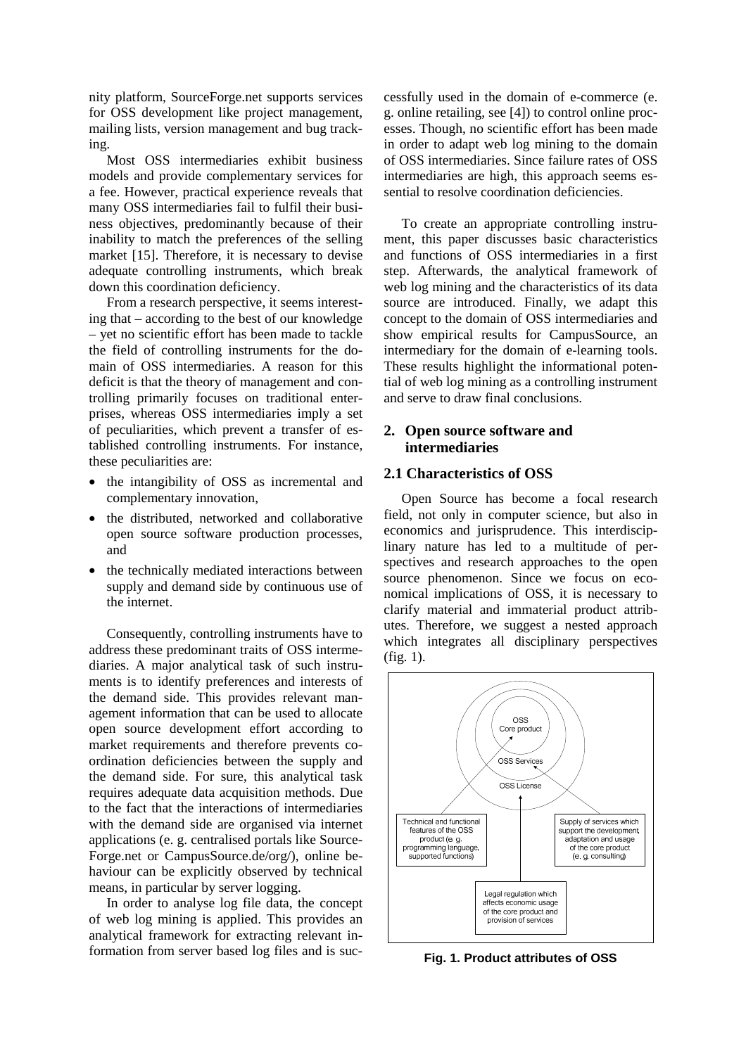nity platform, SourceForge.net supports services for OSS development like project management, mailing lists, version management and bug tracking.

Most OSS intermediaries exhibit business models and provide complementary services for a fee. However, practical experience reveals that many OSS intermediaries fail to fulfil their business objectives, predominantly because of their inability to match the preferences of the selling market [15]. Therefore, it is necessary to devise adequate controlling instruments, which break down this coordination deficiency.

From a research perspective, it seems interesting that – according to the best of our knowledge – yet no scientific effort has been made to tackle the field of controlling instruments for the domain of OSS intermediaries. A reason for this deficit is that the theory of management and controlling primarily focuses on traditional enterprises, whereas OSS intermediaries imply a set of peculiarities, which prevent a transfer of established controlling instruments. For instance, these peculiarities are:

- the intangibility of OSS as incremental and complementary innovation,
- the distributed, networked and collaborative open source software production processes, and
- the technically mediated interactions between supply and demand side by continuous use of the internet.

Consequently, controlling instruments have to address these predominant traits of OSS intermediaries. A major analytical task of such instruments is to identify preferences and interests of the demand side. This provides relevant management information that can be used to allocate open source development effort according to market requirements and therefore prevents coordination deficiencies between the supply and the demand side. For sure, this analytical task requires adequate data acquisition methods. Due to the fact that the interactions of intermediaries with the demand side are organised via internet applications (e. g. centralised portals like SourceForge.net or CampusSource.de/org/), online behaviour can be explicitly observed by technical means, in particular by server logging.

In order to analyse log file data, the concept of web log mining is applied. This provides an analytical framework for extracting relevant information from server based log files and is successfully used in the domain of e-commerce (e. g. online retailing, see [4]) to control online processes. Though, no scientific effort has been made in order to adapt web log mining to the domain of OSS intermediaries. Since failure rates of OSS intermediaries are high, this approach seems essential to resolve coordination deficiencies.

To create an appropriate controlling instrument, this paper discusses basic characteristics and functions of OSS intermediaries in a first step. Afterwards, the analytical framework of web log mining and the characteristics of its data source are introduced. Finally, we adapt this concept to the domain of OSS intermediaries and show empirical results for CampusSource, an intermediary for the domain of e-learning tools. These results highlight the informational potential of web log mining as a controlling instrument and serve to draw final conclusions.

## 2. Open source software and intermediaries

### 2.1 Characteristics of OSS

Open Source has become a focal research field, not only in computer science, but also in economics and jurisprudence. This interdisciplinary nature has led to a multitude of perspectives and research approaches to the open source phenomenon. Since we focus on economical implications of OSS, it is necessary to clarify material and immaterial product attributes. Therefore, we suggest a nested approach which integrates all disciplinary perspectives (fig. 1).

OSS Core product

OSS Services

OSS License

Technical and functional features of the OSS product (e. g. programming language, supported functions)

Supply of services which support the development, adaptation and usage of the core product (e. g. consulting)

Legal regulation which affects economic usage of the core product and provision of services

**Fig. 1. Product attributes of OSS**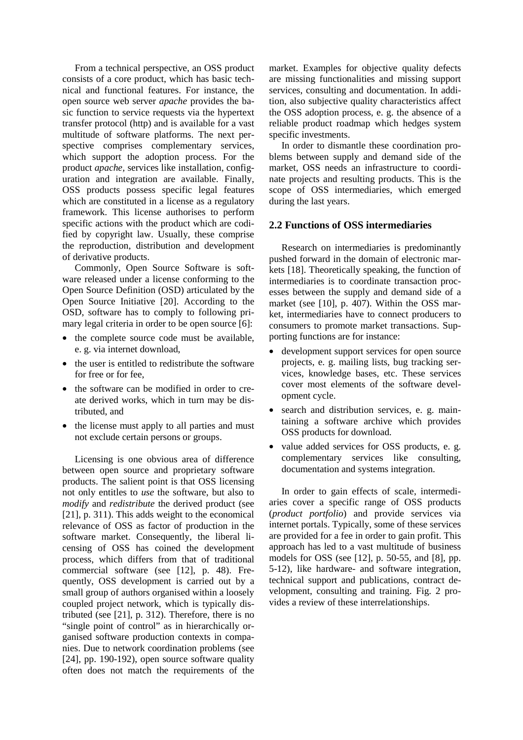From a technical perspective, an OSS product consists of a core product, which has basic technical and functional features. For instance, the open source web server *apache* provides the basic function to service requests via the hypertext transfer protocol (http) and is available for a vast multitude of software platforms. The next perspective comprises complementary services, which support the adoption process. For the product *apache*, services like installation, configuration and integration are available. Finally, OSS products possess specific legal features which are constituted in a license as a regulatory framework. This license authorises to perform specific actions with the product which are codified by copyright law. Usually, these comprise the reproduction, distribution and development of derivative products.

Commonly, Open Source Software is software released under a license conforming to the Open Source Definition (OSD) articulated by the Open Source Initiative [20]. According to the OSD, software has to comply to following primary legal criteria in order to be open source [6]:

- the complete source code must be available, e. g. via internet download,
- the user is entitled to redistribute the software for free or for fee,
- the software can be modified in order to create derived works, which in turn may be distributed, and
- the license must apply to all parties and must not exclude certain persons or groups.

Licensing is one obvious area of difference between open source and proprietary software products. The salient point is that OSS licensing not only entitles to *use* the software, but also to *modify* and *redistribute* the derived product (see [21], p. 311). This adds weight to the economical relevance of OSS as factor of production in the software market. Consequently, the liberal licensing of OSS has coined the development process, which differs from that of traditional commercial software (see [12], p. 48). Frequently, OSS development is carried out by a small group of authors organised within a loosely coupled project network, which is typically distributed (see [21], p. 312). Therefore, there is no "single point of control" as in hierarchically organised software production contexts in companies. Due to network coordination problems (see [24], pp. 190-192), open source software quality often does not match the requirements of the market. Examples for objective quality defects are missing functionalities and missing support services, consulting and documentation. In addition, also subjective quality characteristics affect the OSS adoption process, e. g. the absence of a reliable product roadmap which hedges system specific investments.

In order to dismantle these coordination problems between supply and demand side of the market, OSS needs an infrastructure to coordinate projects and resulting products. This is the scope of OSS intermediaries, which emerged during the last years.

## 2.2 Functions of OSS intermediaries

Research on intermediaries is predominantly pushed forward in the domain of electronic markets [18]. Theoretically speaking, the function of intermediaries is to coordinate transaction processes between the supply and demand side of a market (see [10], p. 407). Within the OSS market, intermediaries have to connect producers to consumers to promote market transactions. Supporting functions are for instance:

- development support services for open source projects, e. g. mailing lists, bug tracking services, knowledge bases, etc. These services cover most elements of the software development cycle.
- search and distribution services, e. g. maintaining a software archive which provides OSS products for download.
- value added services for OSS products, e. g. complementary services like consulting, documentation and systems integration.

In order to gain effects of scale, intermediaries cover a specific range of OSS products (*product portfolio*) and provide services via internet portals. Typically, some of these services are provided for a fee in order to gain profit. This approach has led to a vast multitude of business models for OSS (see [12], p. 50-55, and [8], pp. 5-12), like hardware- and software integration, technical support and publications, contract development, consulting and training. Fig. 2 provides a review of these interrelationships.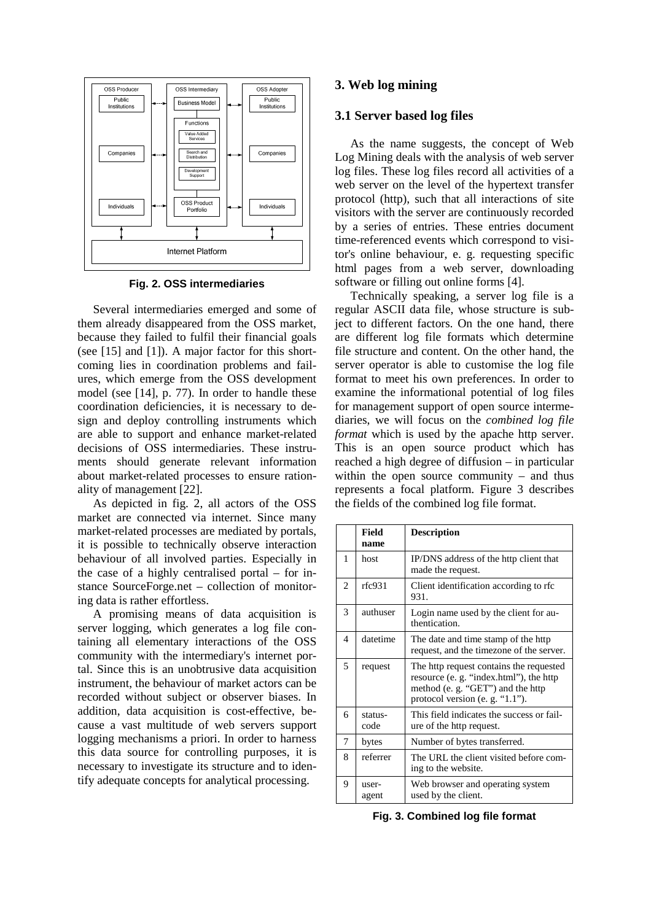Fig. 2. OSS intermediaries

Several intermediaries emerged and some of them already disappeared from the OSS market, because they failed to fulfil their financial goals (see [15] and [1]). A major factor for this shortcoming lies in coordination problems and failures, which emerge from the OSS development model (see [14], p. 77). In order to handle these coordination deficiencies, it is necessary to design and deploy controlling instruments which are able to support and enhance market-related decisions of OSS intermediaries. These instruments should generate relevant information about market-related processes to ensure rationality of management [22].

As depicted in fig. 2, all actors of the OSS market are connected via internet. Since many market-related processes are mediated by portals, it is possible to technically observe interaction behaviour of all involved parties. Especially in the case of a highly centralised portal – for instance SourceForge.net – collection of monitoring data is rather effortless.

A promising means of data acquisition is server logging, which generates a log file containing all elementary interactions of the OSS community with the intermediary's internet portal. Since this is an unobtrusive data acquisition instrument, the behaviour of market actors can be recorded without subject or observer biases. In addition, data acquisition is cost-effective, because a vast multitude of web servers support logging mechanisms a priori. In order to harness this data source for controlling purposes, it is necessary to investigate its structure and to identify adequate concepts for analytical processing.

## 3. Web log mining

### 3.1 Server based log files

As the name suggests, the concept of Web Log Mining deals with the analysis of web server log files. These log files record all activities of a web server on the level of the hypertext transfer protocol (http), such that all interactions of site visitors with the server are continuously recorded by a series of entries. These entries document time-referenced events which correspond to visitor's online behaviour, e. g. requesting specific html pages from a web server, downloading software or filling out online forms [4].

Technically speaking, a server log file is a regular ASCII data file, whose structure is subject to different factors. On the one hand, there are different log file formats which determine file structure and content. On the other hand, the server operator is able to customise the log file format to meet his own preferences. In order to examine the informational potential of log files for management support of open source intermediaries, we will focus on the *combined log file format* which is used by the apache http server. This is an open source product which has reached a high degree of diffusion – in particular within the open source community – and thus represents a focal platform. Figure 3 describes the fields of the combined log file format.

| | Field name | Description |
|---|---|---|
| 1 | host | IP/DNS address of the http client that made the request. |
| 2 | rfc931 | Client identification according to rfc 931. |
| 3 | authuser | Login name used by the client for authentication. |
| 4 | datetime | The date and time stamp of the http request, and the timezone of the server. |
| 5 | request | The http request contains the requested resource (e. g. "index.html"), the http method (e. g. "GET") and the http protocol version (e. g. "1.1"). |
| 6 | status-code | This field indicates the success or failure of the http request. |
| 7 | bytes | Number of bytes transferred. |
| 8 | referrer | The URL the client visited before coming to the website. |
| 9 | user-agent | Web browser and operating system used by the client. |

Fig. 3. Combined log file format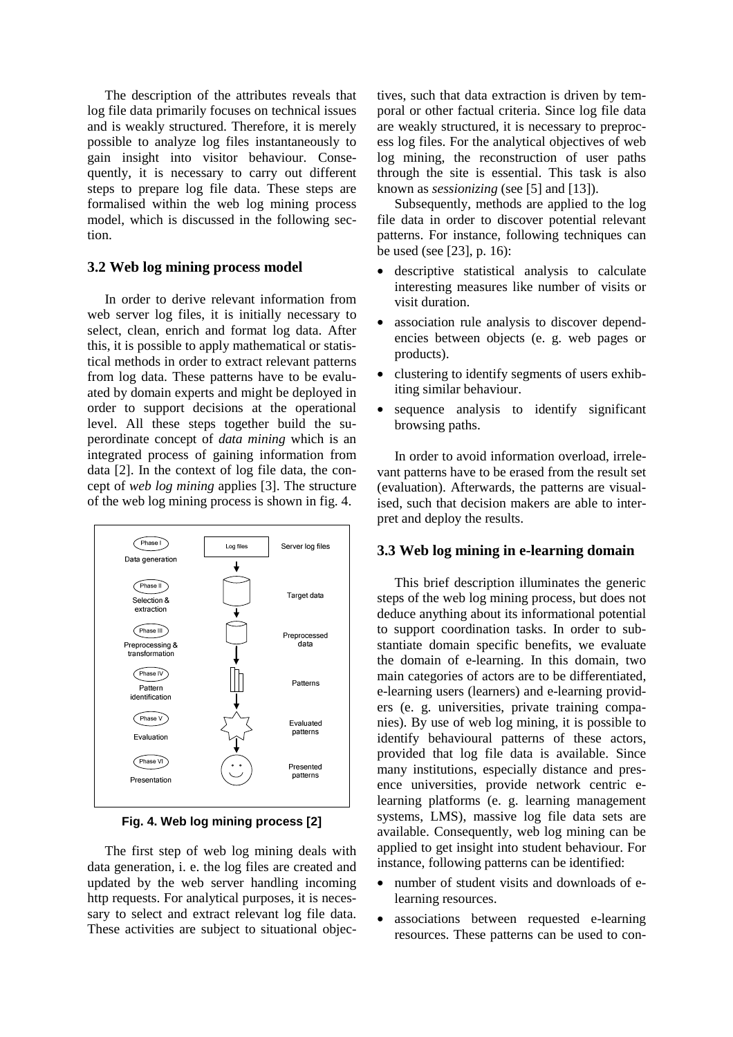The description of the attributes reveals that log file data primarily focuses on technical issues and is weakly structured. Therefore, it is merely possible to analyze log files instantaneously to gain insight into visitor behaviour. Consequently, it is necessary to carry out different steps to prepare log file data. These steps are formalised within the web log mining process model, which is discussed in the following section.

### 3.2 Web log mining process model

In order to derive relevant information from web server log files, it is initially necessary to select, clean, enrich and format log data. After this, it is possible to apply mathematical or statistical methods in order to extract relevant patterns from log data. These patterns have to be evaluated by domain experts and might be deployed in order to support decisions at the operational level. All these steps together build the superordinate concept of *data mining* which is an integrated process of gaining information from data [2]. In the context of log file data, the concept of *web log mining* applies [3]. The structure of the web log mining process is shown in fig. 4.

| Phase | | Result |
|---|---|---|
| Phase I: Data generation | Log files | Server log files |
| Phase II: Selection & extraction | | Target data |
| Phase III: Preprocessing & transformation | | Preprocessed data |
| Phase IV: Pattern identification | | Patterns |
| Phase V: Evaluation | | Evaluated patterns |
| Phase VI: Presentation | | Presented patterns |

**Fig. 4. Web log mining process [2]**

The first step of web log mining deals with data generation, i. e. the log files are created and updated by the web server handling incoming http requests. For analytical purposes, it is necessary to select and extract relevant log file data. These activities are subject to situational objectives, such that data extraction is driven by temporal or other factual criteria. Since log file data are weakly structured, it is necessary to preprocess log files. For the analytical objectives of web log mining, the reconstruction of user paths through the site is essential. This task is also known as *sessionizing* (see [5] and [13]).

Subsequently, methods are applied to the log file data in order to discover potential relevant patterns. For instance, following techniques can be used (see [23], p. 16):

- descriptive statistical analysis to calculate interesting measures like number of visits or visit duration.
- association rule analysis to discover dependencies between objects (e. g. web pages or products).
- clustering to identify segments of users exhibiting similar behaviour.
- sequence analysis to identify significant browsing paths.

In order to avoid information overload, irrelevant patterns have to be erased from the result set (evaluation). Afterwards, the patterns are visualised, such that decision makers are able to interpret and deploy the results.

### 3.3 Web log mining in e-learning domain

This brief description illuminates the generic steps of the web log mining process, but does not deduce anything about its informational potential to support coordination tasks. In order to substantiate domain specific benefits, we evaluate the domain of e-learning. In this domain, two main categories of actors are to be differentiated, e-learning users (learners) and e-learning providers (e. g. universities, private training companies). By use of web log mining, it is possible to identify behavioural patterns of these actors, provided that log file data is available. Since many institutions, especially distance and presence universities, provide network centric e-learning platforms (e. g. learning management systems, LMS), massive log file data sets are available. Consequently, web log mining can be applied to get insight into student behaviour. For instance, following patterns can be identified:

- number of student visits and downloads of e-learning resources.
- associations between requested e-learning resources. These patterns can be used to con-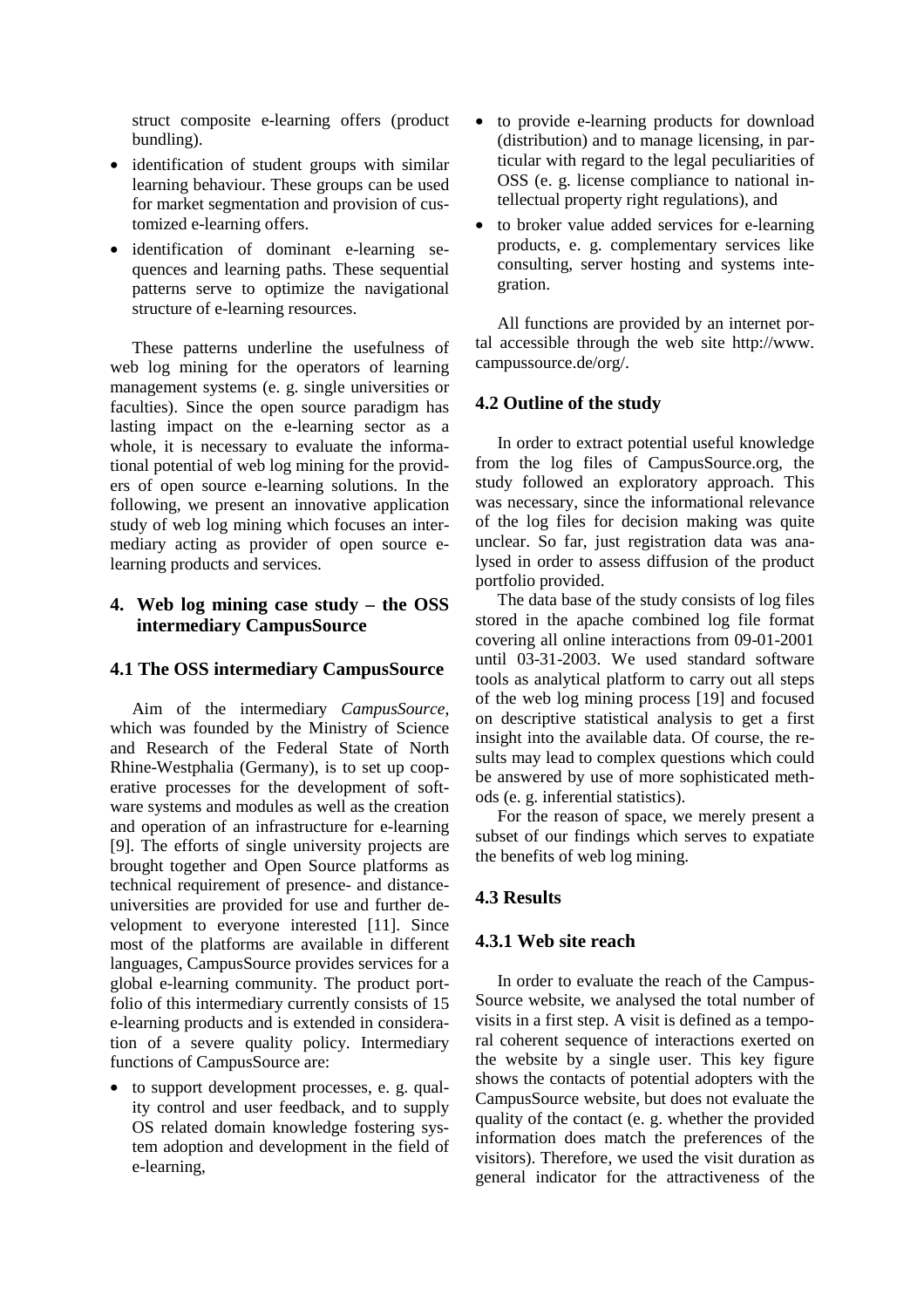struct composite e-learning offers (product bundling).

- identification of student groups with similar learning behaviour. These groups can be used for market segmentation and provision of customized e-learning offers.
- identification of dominant e-learning sequences and learning paths. These sequential patterns serve to optimize the navigational structure of e-learning resources.

These patterns underline the usefulness of web log mining for the operators of learning management systems (e. g. single universities or faculties). Since the open source paradigm has lasting impact on the e-learning sector as a whole, it is necessary to evaluate the informational potential of web log mining for the providers of open source e-learning solutions. In the following, we present an innovative application study of web log mining which focuses an intermediary acting as provider of open source e-learning products and services.

## 4. Web log mining case study – the OSS intermediary CampusSource

### 4.1 The OSS intermediary CampusSource

Aim of the intermediary *CampusSource*, which was founded by the Ministry of Science and Research of the Federal State of North Rhine-Westphalia (Germany), is to set up cooperative processes for the development of software systems and modules as well as the creation and operation of an infrastructure for e-learning [9]. The efforts of single university projects are brought together and Open Source platforms as technical requirement of presence- and distance-universities are provided for use and further development to everyone interested [11]. Since most of the platforms are available in different languages, CampusSource provides services for a global e-learning community. The product portfolio of this intermediary currently consists of 15 e-learning products and is extended in consideration of a severe quality policy. Intermediary functions of CampusSource are:

- to support development processes, e. g. quality control and user feedback, and to supply OS related domain knowledge fostering system adoption and development in the field of e-learning,
- to provide e-learning products for download (distribution) and to manage licensing, in particular with regard to the legal peculiarities of OSS (e. g. license compliance to national intellectual property right regulations), and
- to broker value added services for e-learning products, e. g. complementary services like consulting, server hosting and systems integration.

All functions are provided by an internet portal accessible through the web site http://www.campussource.de/org/.

### 4.2 Outline of the study

In order to extract potential useful knowledge from the log files of CampusSource.org, the study followed an exploratory approach. This was necessary, since the informational relevance of the log files for decision making was quite unclear. So far, just registration data was analysed in order to assess diffusion of the product portfolio provided.

The data base of the study consists of log files stored in the apache combined log file format covering all online interactions from 09-01-2001 until 03-31-2003. We used standard software tools as analytical platform to carry out all steps of the web log mining process [19] and focused on descriptive statistical analysis to get a first insight into the available data. Of course, the results may lead to complex questions which could be answered by use of more sophisticated methods (e. g. inferential statistics).

For the reason of space, we merely present a subset of our findings which serves to expatiate the benefits of web log mining.

### 4.3 Results

#### 4.3.1 Web site reach

In order to evaluate the reach of the CampusSource website, we analysed the total number of visits in a first step. A visit is defined as a temporal coherent sequence of interactions exerted on the website by a single user. This key figure shows the contacts of potential adopters with the CampusSource website, but does not evaluate the quality of the contact (e. g. whether the provided information does match the preferences of the visitors). Therefore, we used the visit duration as general indicator for the attractiveness of the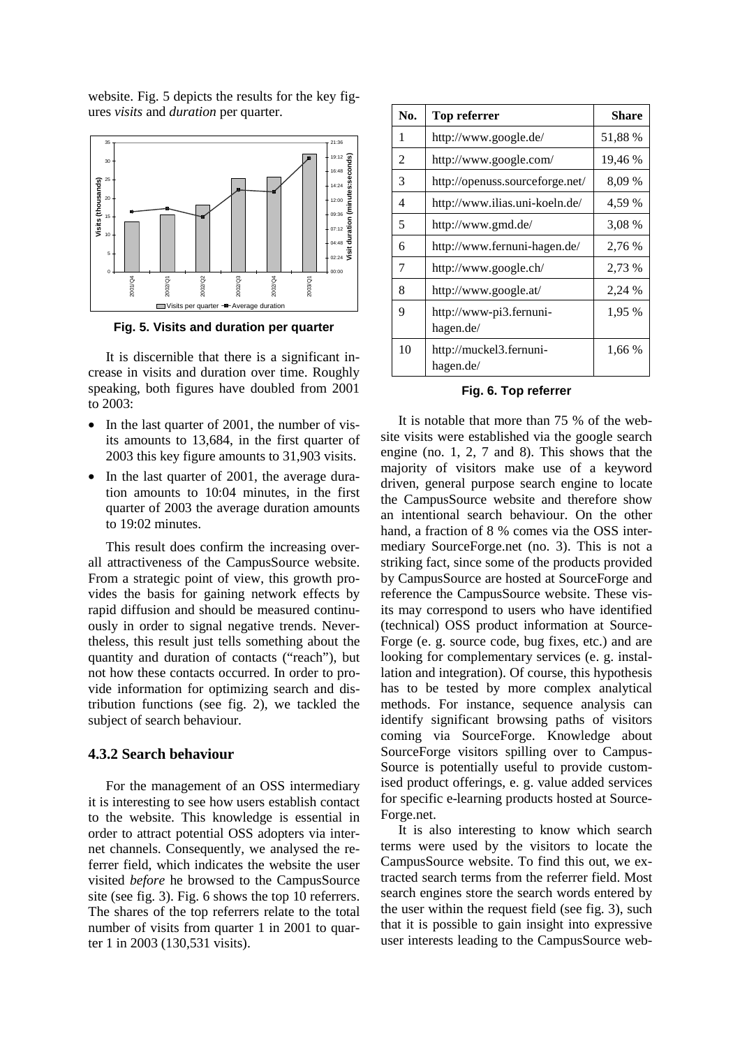website. Fig. 5 depicts the results for the key figures *visits* and *duration* per quarter.

**Fig. 5. Visits and duration per quarter**

It is discernible that there is a significant increase in visits and duration over time. Roughly speaking, both figures have doubled from 2001 to 2003:

- In the last quarter of 2001, the number of visits amounts to 13,684, in the first quarter of 2003 this key figure amounts to 31,903 visits.
- In the last quarter of 2001, the average duration amounts to 10:04 minutes, in the first quarter of 2003 the average duration amounts to 19:02 minutes.

This result does confirm the increasing overall attractiveness of the CampusSource website. From a strategic point of view, this growth provides the basis for gaining network effects by rapid diffusion and should be measured continuously in order to signal negative trends. Nevertheless, this result just tells something about the quantity and duration of contacts ("reach"), but not how these contacts occurred. In order to provide information for optimizing search and distribution functions (see fig. 2), we tackled the subject of search behaviour.

### 4.3.2 Search behaviour

For the management of an OSS intermediary it is interesting to see how users establish contact to the website. This knowledge is essential in order to attract potential OSS adopters via internet channels. Consequently, we analysed the referrer field, which indicates the website the user visited *before* he browsed to the CampusSource site (see fig. 3). Fig. 6 shows the top 10 referrers. The shares of the top referrers relate to the total number of visits from quarter 1 in 2001 to quarter 1 in 2003 (130,531 visits).

| No. | Top referrer | Share |
|---|---|---|
| 1 | http://www.google.de/ | 51,88 % |
| 2 | http://www.google.com/ | 19,46 % |
| 3 | http://openuss.sourceforge.net/ | 8,09 % |
| 4 | http://www.ilias.uni-koeln.de/ | 4,59 % |
| 5 | http://www.gmd.de/ | 3,08 % |
| 6 | http://www.fernuni-hagen.de/ | 2,76 % |
| 7 | http://www.google.ch/ | 2,73 % |
| 8 | http://www.google.at/ | 2,24 % |
| 9 | http://www-pi3.fernuni-hagen.de/ | 1,95 % |
| 10 | http://muckel3.fernuni-hagen.de/ | 1,66 % |

**Fig. 6. Top referrer**

It is notable that more than 75 % of the website visits were established via the google search engine (no. 1, 2, 7 and 8). This shows that the majority of visitors make use of a keyword driven, general purpose search engine to locate the CampusSource website and therefore show an intentional search behaviour. On the other hand, a fraction of 8 % comes via the OSS intermediary SourceForge.net (no. 3). This is not a striking fact, since some of the products provided by CampusSource are hosted at SourceForge and reference the CampusSource website. These visits may correspond to users who have identified (technical) OSS product information at SourceForge (e. g. source code, bug fixes, etc.) and are looking for complementary services (e. g. installation and integration). Of course, this hypothesis has to be tested by more complex analytical methods. For instance, sequence analysis can identify significant browsing paths of visitors coming via SourceForge. Knowledge about SourceForge visitors spilling over to CampusSource is potentially useful to provide customised product offerings, e. g. value added services for specific e-learning products hosted at SourceForge.net.

It is also interesting to know which search terms were used by the visitors to locate the CampusSource website. To find this out, we extracted search terms from the referrer field. Most search engines store the search words entered by the user within the request field (see fig. 3), such that it is possible to gain insight into expressive user interests leading to the CampusSource web-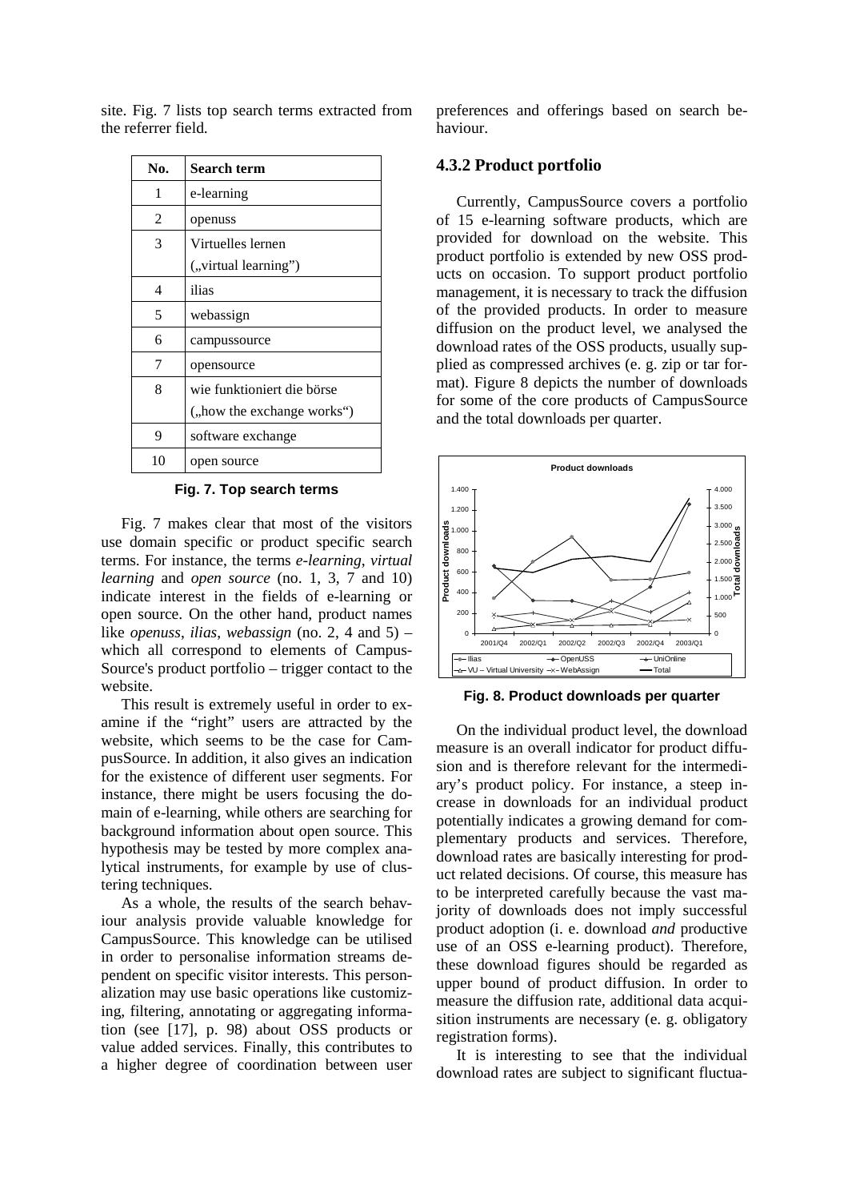site. Fig. 7 lists top search terms extracted from the referrer field.

| No. | Search term |
|---|---|
| 1 | e-learning |
| 2 | openuss |
| 3 | Virtuelles lernen („virtual learning") |
| 4 | ilias |
| 5 | webassign |
| 6 | campussource |
| 7 | opensource |
| 8 | wie funktioniert die börse („how the exchange works") |
| 9 | software exchange |
| 10 | open source |

**Fig. 7. Top search terms**

Fig. 7 makes clear that most of the visitors use domain specific or product specific search terms. For instance, the terms *e-learning*, *virtual learning* and *open source* (no. 1, 3, 7 and 10) indicate interest in the fields of e-learning or open source. On the other hand, product names like *openuss*, *ilias*, *webassign* (no. 2, 4 and 5) – which all correspond to elements of CampusSource's product portfolio – trigger contact to the website.

This result is extremely useful in order to examine if the "right" users are attracted by the website, which seems to be the case for CampusSource. In addition, it also gives an indication for the existence of different user segments. For instance, there might be users focusing the domain of e-learning, while others are searching for background information about open source. This hypothesis may be tested by more complex analytical instruments, for example by use of clustering techniques.

As a whole, the results of the search behaviour analysis provide valuable knowledge for CampusSource. This knowledge can be utilised in order to personalise information streams dependent on specific visitor interests. This personalization may use basic operations like customizing, filtering, annotating or aggregating information (see [17], p. 98) about OSS products or value added services. Finally, this contributes to a higher degree of coordination between user preferences and offerings based on search behaviour.

### 4.3.2 Product portfolio

Currently, CampusSource covers a portfolio of 15 e-learning software products, which are provided for download on the website. This product portfolio is extended by new OSS products on occasion. To support product portfolio management, it is necessary to track the diffusion of the provided products. In order to measure diffusion on the product level, we analysed the download rates of the OSS products, usually supplied as compressed archives (e. g. zip or tar format). Figure 8 depicts the number of downloads for some of the core products of CampusSource and the total downloads per quarter.

**Fig. 8. Product downloads per quarter**

On the individual product level, the download measure is an overall indicator for product diffusion and is therefore relevant for the intermediary's product policy. For instance, a steep increase in downloads for an individual product potentially indicates a growing demand for complementary products and services. Therefore, download rates are basically interesting for product related decisions. Of course, this measure has to be interpreted carefully because the vast majority of downloads does not imply successful product adoption (i. e. download *and* productive use of an OSS e-learning product). Therefore, these download figures should be regarded as upper bound of product diffusion. In order to measure the diffusion rate, additional data acquisition instruments are necessary (e. g. obligatory registration forms).

It is interesting to see that the individual download rates are subject to significant fluctua-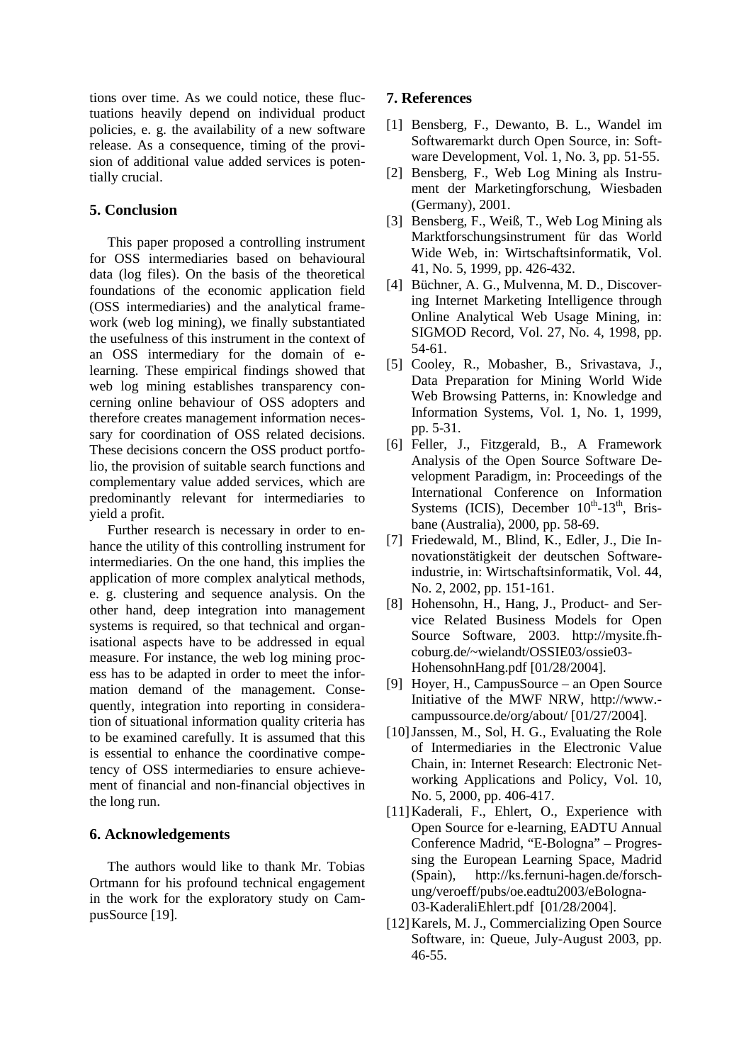tions over time. As we could notice, these fluctuations heavily depend on individual product policies, e. g. the availability of a new software release. As a consequence, timing of the provision of additional value added services is potentially crucial.

## 5. Conclusion

This paper proposed a controlling instrument for OSS intermediaries based on behavioural data (log files). On the basis of the theoretical foundations of the economic application field (OSS intermediaries) and the analytical framework (web log mining), we finally substantiated the usefulness of this instrument in the context of an OSS intermediary for the domain of e-learning. These empirical findings showed that web log mining establishes transparency concerning online behaviour of OSS adopters and therefore creates management information necessary for coordination of OSS related decisions. These decisions concern the OSS product portfolio, the provision of suitable search functions and complementary value added services, which are predominantly relevant for intermediaries to yield a profit.

Further research is necessary in order to enhance the utility of this controlling instrument for intermediaries. On the one hand, this implies the application of more complex analytical methods, e. g. clustering and sequence analysis. On the other hand, deep integration into management systems is required, so that technical and organisational aspects have to be addressed in equal measure. For instance, the web log mining process has to be adapted in order to meet the information demand of the management. Consequently, integration into reporting in consideration of situational information quality criteria has to be examined carefully. It is assumed that this is essential to enhance the coordinative competency of OSS intermediaries to ensure achievement of financial and non-financial objectives in the long run.

## 6. Acknowledgements

The authors would like to thank Mr. Tobias Ortmann for his profound technical engagement in the work for the exploratory study on CampusSource [19].

## 7. References

[1] Bensberg, F., Dewanto, B. L., Wandel im Softwaremarkt durch Open Source, in: Software Development, Vol. 1, No. 3, pp. 51-55.

[2] Bensberg, F., Web Log Mining als Instrument der Marketingforschung, Wiesbaden (Germany), 2001.

[3] Bensberg, F., Weiß, T., Web Log Mining als Marktforschungsinstrument für das World Wide Web, in: Wirtschaftsinformatik, Vol. 41, No. 5, 1999, pp. 426-432.

[4] Büchner, A. G., Mulvenna, M. D., Discovering Internet Marketing Intelligence through Online Analytical Web Usage Mining, in: SIGMOD Record, Vol. 27, No. 4, 1998, pp. 54-61.

[5] Cooley, R., Mobasher, B., Srivastava, J., Data Preparation for Mining World Wide Web Browsing Patterns, in: Knowledge and Information Systems, Vol. 1, No. 1, 1999, pp. 5-31.

[6] Feller, J., Fitzgerald, B., A Framework Analysis of the Open Source Software Development Paradigm, in: Proceedings of the International Conference on Information Systems (ICIS), December 10th-13th, Brisbane (Australia), 2000, pp. 58-69.

[7] Friedewald, M., Blind, K., Edler, J., Die Innovationstätigkeit der deutschen Softwareindustrie, in: Wirtschaftsinformatik, Vol. 44, No. 2, 2002, pp. 151-161.

[8] Hohensohn, H., Hang, J., Product- and Service Related Business Models for Open Source Software, 2003. http://mysite.fh-coburg.de/~wielandt/OSSIE03/ossie03-HohensohnHang.pdf [01/28/2004].

[9] Hoyer, H., CampusSource – an Open Source Initiative of the MWF NRW, http://www.campussource.de/org/about/ [01/27/2004].

[10] Janssen, M., Sol, H. G., Evaluating the Role of Intermediaries in the Electronic Value Chain, in: Internet Research: Electronic Networking Applications and Policy, Vol. 10, No. 5, 2000, pp. 406-417.

[11] Kaderali, F., Ehlert, O., Experience with Open Source for e-learning, EADTU Annual Conference Madrid, "E-Bologna" – Progressing the European Learning Space, Madrid (Spain), http://ks.fernuni-hagen.de/forschung/veroeff/pubs/oe.eadtu2003/eBologna-03-KaderaliEhlert.pdf [01/28/2004].

[12] Karels, M. J., Commercializing Open Source Software, in: Queue, July-August 2003, pp. 46-55.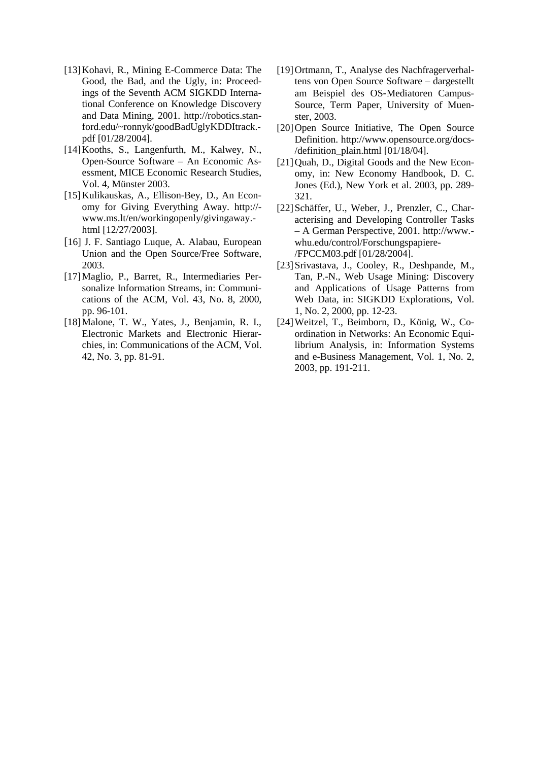[13] Kohavi, R., Mining E-Commerce Data: The Good, the Bad, and the Ugly, in: Proceedings of the Seventh ACM SIGKDD International Conference on Knowledge Discovery and Data Mining, 2001. http://robotics.stanford.edu/~ronnyk/goodBadUglyKDDItrack.pdf [01/28/2004].

[14] Kooths, S., Langenfurth, M., Kalwey, N., Open-Source Software – An Economic Assessment, MICE Economic Research Studies, Vol. 4, Münster 2003.

[15] Kulikauskas, A., Ellison-Bey, D., An Economy for Giving Everything Away. http://www.ms.lt/en/workingopenly/givingaway.html [12/27/2003].

[16] J. F. Santiago Luque, A. Alabau, European Union and the Open Source/Free Software, 2003.

[17] Maglio, P., Barret, R., Intermediaries Personalize Information Streams, in: Communications of the ACM, Vol. 43, No. 8, 2000, pp. 96-101.

[18] Malone, T. W., Yates, J., Benjamin, R. I., Electronic Markets and Electronic Hierarchies, in: Communications of the ACM, Vol. 42, No. 3, pp. 81-91.

[19] Ortmann, T., Analyse des Nachfragerverhaltens von Open Source Software – dargestellt am Beispiel des OS-Mediatoren Campus-Source, Term Paper, University of Muenster, 2003.

[20] Open Source Initiative, The Open Source Definition. http://www.opensource.org/docs/definition_plain.html [01/18/04].

[21] Quah, D., Digital Goods and the New Economy, in: New Economy Handbook, D. C. Jones (Ed.), New York et al. 2003, pp. 289-321.

[22] Schäffer, U., Weber, J., Prenzler, C., Characterising and Developing Controller Tasks – A German Perspective, 2001. http://www.whu.edu/control/Forschungspapiere/FPCCM03.pdf [01/28/2004].

[23] Srivastava, J., Cooley, R., Deshpande, M., Tan, P.-N., Web Usage Mining: Discovery and Applications of Usage Patterns from Web Data, in: SIGKDD Explorations, Vol. 1, No. 2, 2000, pp. 12-23.

[24] Weitzel, T., Beimborn, D., König, W., Coordination in Networks: An Economic Equilibrium Analysis, in: Information Systems and e-Business Management, Vol. 1, No. 2, 2003, pp. 191-211.